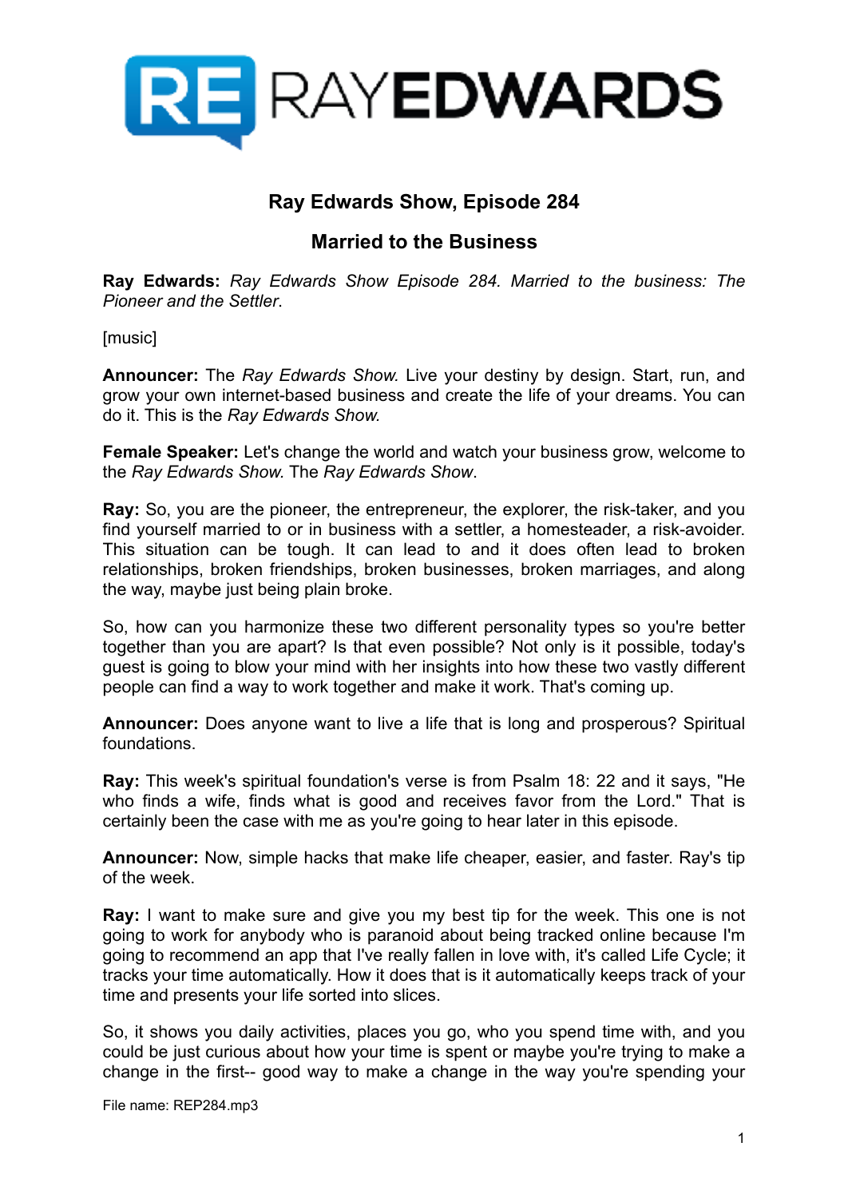# Ray Edwards Show, Episode 284

## Married to the Business

**Ray Edwards:** *Ray Edwards Show Episode 284. Married to the business: The Pioneer and the Settler*.

[music]

**Announcer:** The *Ray Edwards Show.* Live your destiny by design. Start, run, and grow your own internet-based business and create the life of your dreams. You can do it. This is the *Ray Edwards Show.*

**Female Speaker:** Let's change the world and watch your business grow, welcome to the *Ray Edwards Show.* The *Ray Edwards Show*.

**Ray:** So, you are the pioneer, the entrepreneur, the explorer, the risk-taker, and you find yourself married to or in business with a settler, a homesteader, a risk-avoider. This situation can be tough. It can lead to and it does often lead to broken relationships, broken friendships, broken businesses, broken marriages, and along the way, maybe just being plain broke.

So, how can you harmonize these two different personality types so you're better together than you are apart? Is that even possible? Not only is it possible, today's guest is going to blow your mind with her insights into how these two vastly different people can find a way to work together and make it work. That's coming up.

**Announcer:** Does anyone want to live a life that is long and prosperous? Spiritual foundations.

**Ray:** This week's spiritual foundation's verse is from Psalm 18: 22 and it says, "He who finds a wife, finds what is good and receives favor from the Lord." That is certainly been the case with me as you're going to hear later in this episode.

**Announcer:** Now, simple hacks that make life cheaper, easier, and faster. Ray's tip of the week.

**Ray:** I want to make sure and give you my best tip for the week. This one is not going to work for anybody who is paranoid about being tracked online because I'm going to recommend an app that I've really fallen in love with, it's called Life Cycle; it tracks your time automatically. How it does that is it automatically keeps track of your time and presents your life sorted into slices.

So, it shows you daily activities, places you go, who you spend time with, and you could be just curious about how your time is spent or maybe you're trying to make a change in the first-- good way to make a change in the way you're spending your

File name: REP284.mp3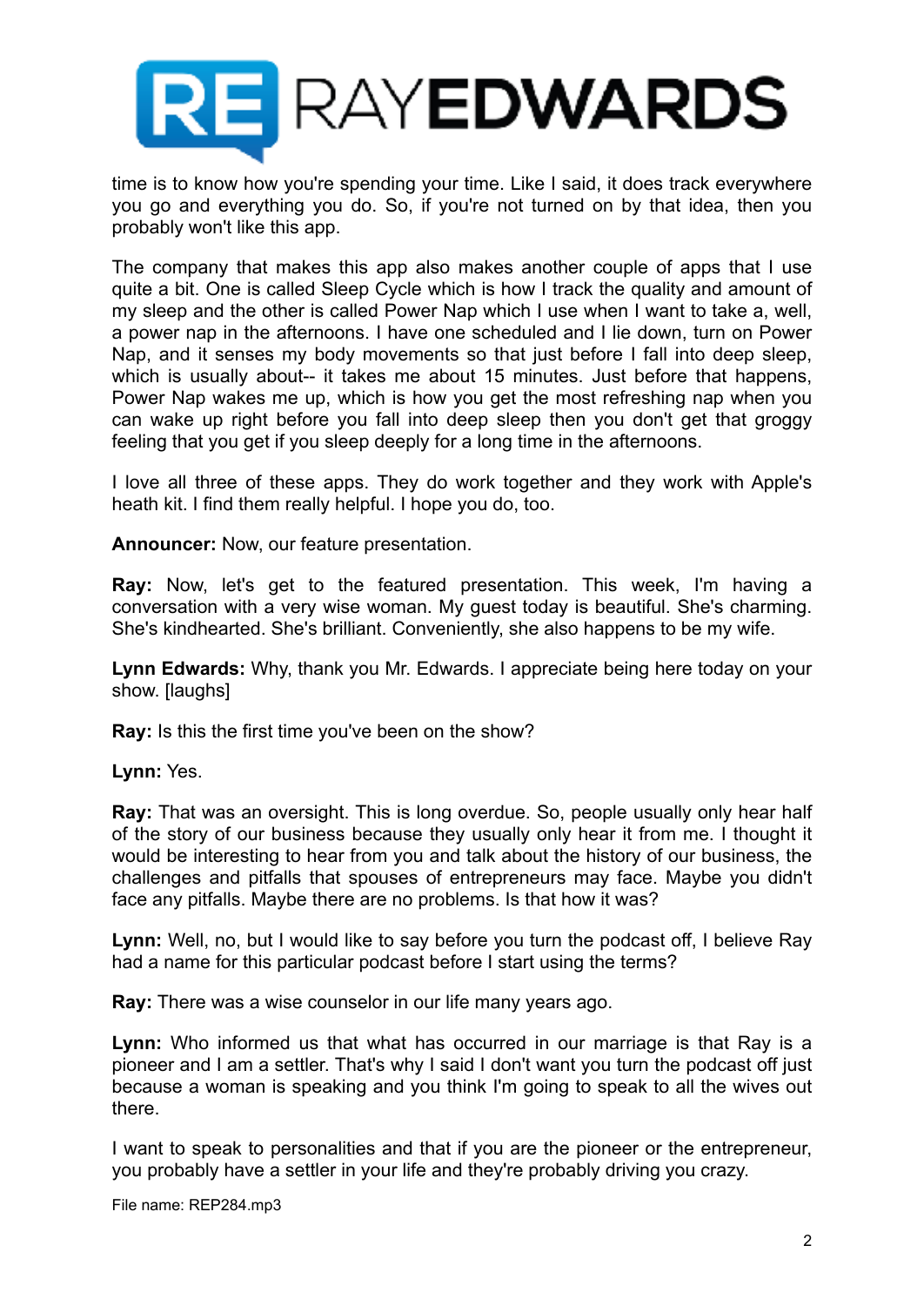time is to know how you're spending your time. Like I said, it does track everywhere you go and everything you do. So, if you're not turned on by that idea, then you probably won't like this app.

The company that makes this app also makes another couple of apps that I use quite a bit. One is called Sleep Cycle which is how I track the quality and amount of my sleep and the other is called Power Nap which I use when I want to take a, well, a power nap in the afternoons. I have one scheduled and I lie down, turn on Power Nap, and it senses my body movements so that just before I fall into deep sleep, which is usually about-- it takes me about 15 minutes. Just before that happens, Power Nap wakes me up, which is how you get the most refreshing nap when you can wake up right before you fall into deep sleep then you don't get that groggy feeling that you get if you sleep deeply for a long time in the afternoons.

I love all three of these apps. They do work together and they work with Apple's heath kit. I find them really helpful. I hope you do, too.

**Announcer:** Now, our feature presentation.

**Ray:** Now, let's get to the featured presentation. This week, I'm having a conversation with a very wise woman. My guest today is beautiful. She's charming. She's kindhearted. She's brilliant. Conveniently, she also happens to be my wife.

**Lynn Edwards:** Why, thank you Mr. Edwards. I appreciate being here today on your show. [laughs]

**Ray:** Is this the first time you've been on the show?

**Lynn:** Yes.

**Ray:** That was an oversight. This is long overdue. So, people usually only hear half of the story of our business because they usually only hear it from me. I thought it would be interesting to hear from you and talk about the history of our business, the challenges and pitfalls that spouses of entrepreneurs may face. Maybe you didn't face any pitfalls. Maybe there are no problems. Is that how it was?

**Lynn:** Well, no, but I would like to say before you turn the podcast off, I believe Ray had a name for this particular podcast before I start using the terms?

**Ray:** There was a wise counselor in our life many years ago.

**Lynn:** Who informed us that what has occurred in our marriage is that Ray is a pioneer and I am a settler. That's why I said I don't want you turn the podcast off just because a woman is speaking and you think I'm going to speak to all the wives out there.

I want to speak to personalities and that if you are the pioneer or the entrepreneur, you probably have a settler in your life and they're probably driving you crazy.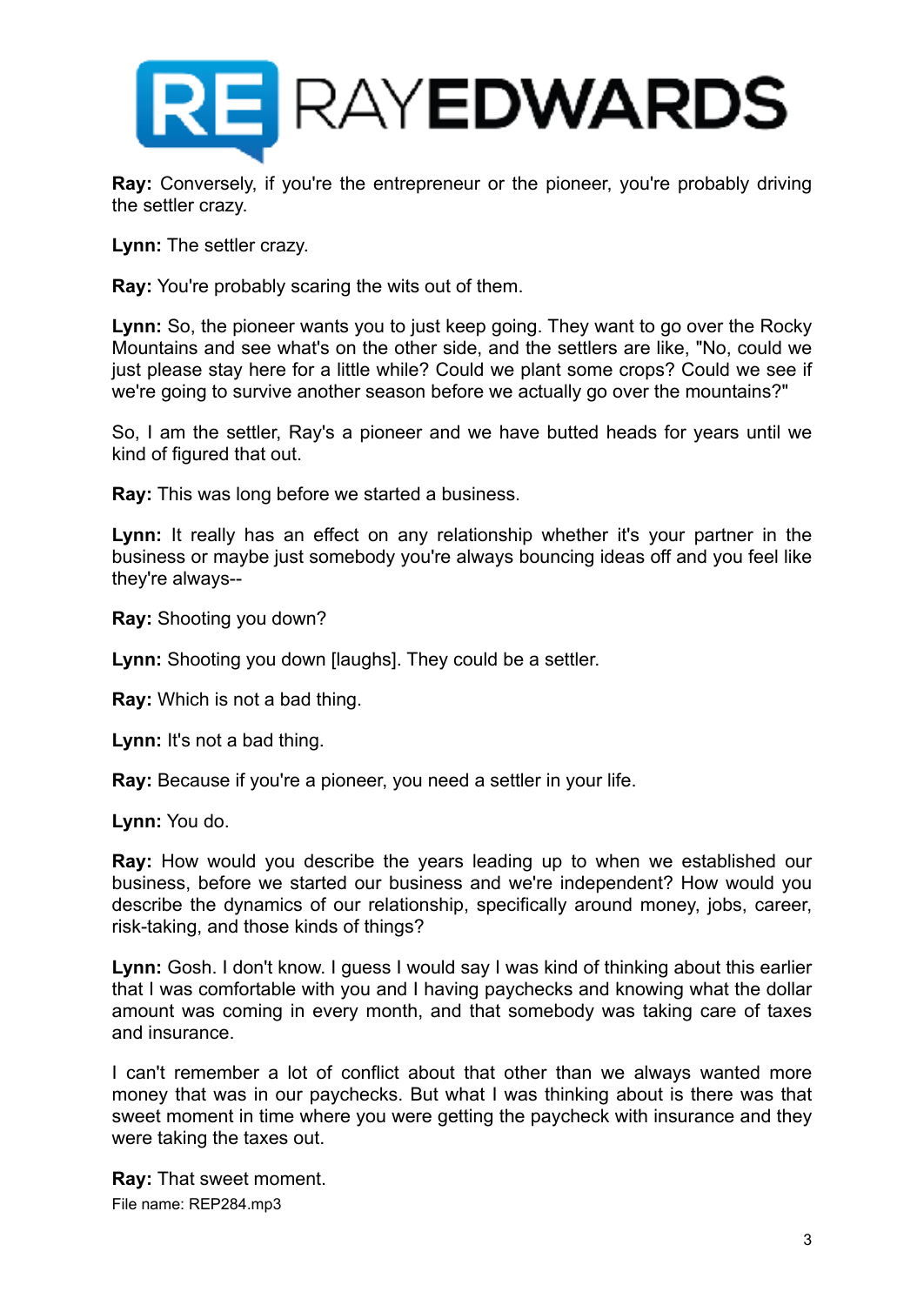**Ray:** Conversely, if you're the entrepreneur or the pioneer, you're probably driving the settler crazy.

**Lynn:** The settler crazy.

**Ray:** You're probably scaring the wits out of them.

**Lynn:** So, the pioneer wants you to just keep going. They want to go over the Rocky Mountains and see what's on the other side, and the settlers are like, "No, could we just please stay here for a little while? Could we plant some crops? Could we see if we're going to survive another season before we actually go over the mountains?"

So, I am the settler, Ray's a pioneer and we have butted heads for years until we kind of figured that out.

**Ray:** This was long before we started a business.

**Lynn:** It really has an effect on any relationship whether it's your partner in the business or maybe just somebody you're always bouncing ideas off and you feel like they're always--

**Ray:** Shooting you down?

**Lynn:** Shooting you down [laughs]. They could be a settler.

**Ray:** Which is not a bad thing.

**Lynn:** It's not a bad thing.

**Ray:** Because if you're a pioneer, you need a settler in your life.

**Lynn:** You do.

**Ray:** How would you describe the years leading up to when we established our business, before we started our business and we're independent? How would you describe the dynamics of our relationship, specifically around money, jobs, career, risk-taking, and those kinds of things?

**Lynn:** Gosh. I don't know. I guess I would say I was kind of thinking about this earlier that I was comfortable with you and I having paychecks and knowing what the dollar amount was coming in every month, and that somebody was taking care of taxes and insurance.

I can't remember a lot of conflict about that other than we always wanted more money that was in our paychecks. But what I was thinking about is there was that sweet moment in time where you were getting the paycheck with insurance and they were taking the taxes out.

**Ray:** That sweet moment.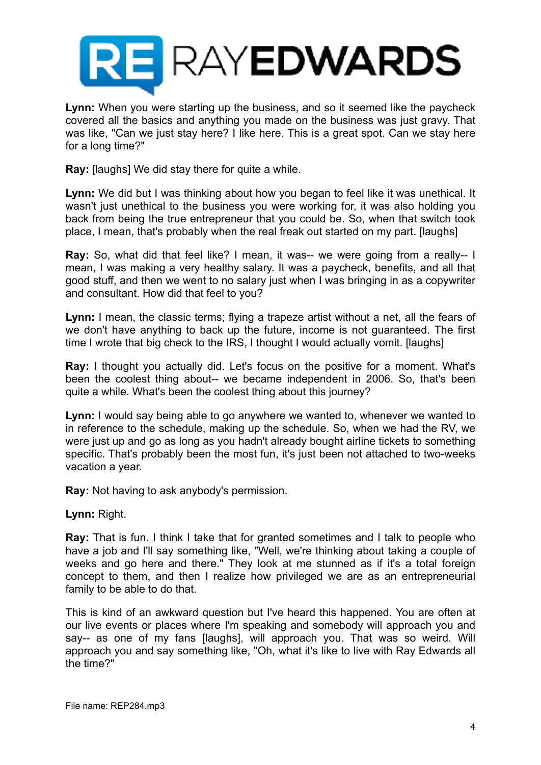**Lynn:** When you were starting up the business, and so it seemed like the paycheck covered all the basics and anything you made on the business was just gravy. That was like, "Can we just stay here? I like here. This is a great spot. Can we stay here for a long time?"

**Ray:** [laughs] We did stay there for quite a while.

**Lynn:** We did but I was thinking about how you began to feel like it was unethical. It wasn't just unethical to the business you were working for, it was also holding you back from being the true entrepreneur that you could be. So, when that switch took place, I mean, that's probably when the real freak out started on my part. [laughs]

**Ray:** So, what did that feel like? I mean, it was-- we were going from a really-- I mean, I was making a very healthy salary. It was a paycheck, benefits, and all that good stuff, and then we went to no salary just when I was bringing in as a copywriter and consultant. How did that feel to you?

**Lynn:** I mean, the classic terms; flying a trapeze artist without a net, all the fears of we don't have anything to back up the future, income is not guaranteed. The first time I wrote that big check to the IRS, I thought I would actually vomit. [laughs]

**Ray:** I thought you actually did. Let's focus on the positive for a moment. What's been the coolest thing about-- we became independent in 2006. So, that's been quite a while. What's been the coolest thing about this journey?

**Lynn:** I would say being able to go anywhere we wanted to, whenever we wanted to in reference to the schedule, making up the schedule. So, when we had the RV, we were just up and go as long as you hadn't already bought airline tickets to something specific. That's probably been the most fun, it's just been not attached to two-weeks vacation a year.

**Ray:** Not having to ask anybody's permission.

**Lynn:** Right.

**Ray:** That is fun. I think I take that for granted sometimes and I talk to people who have a job and I'll say something like, "Well, we're thinking about taking a couple of weeks and go here and there." They look at me stunned as if it's a total foreign concept to them, and then I realize how privileged we are as an entrepreneurial family to be able to do that.

This is kind of an awkward question but I've heard this happened. You are often at our live events or places where I'm speaking and somebody will approach you and say-- as one of my fans [laughs], will approach you. That was so weird. Will approach you and say something like, "Oh, what it's like to live with Ray Edwards all the time?"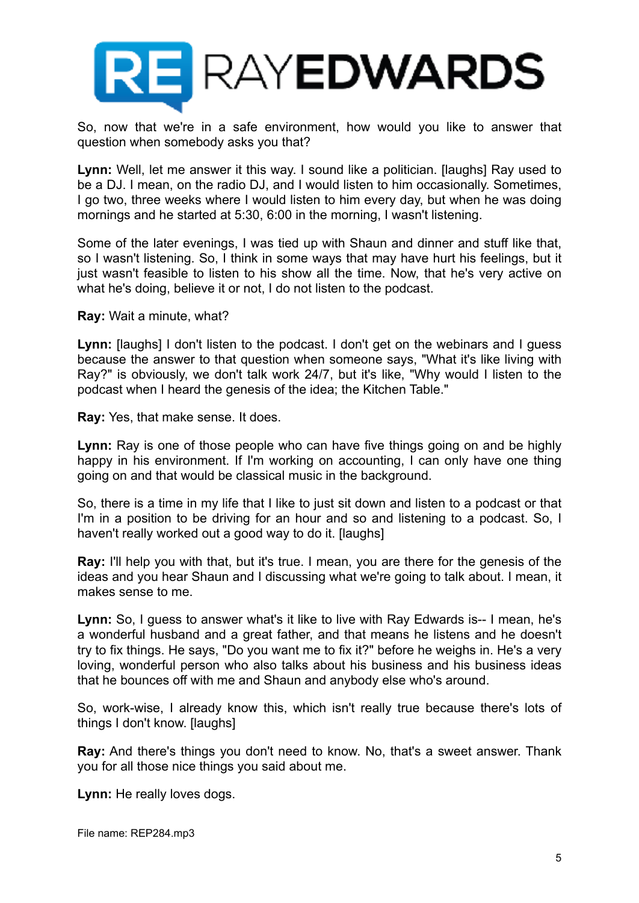So, now that we're in a safe environment, how would you like to answer that question when somebody asks you that?

**Lynn:** Well, let me answer it this way. I sound like a politician. [laughs] Ray used to be a DJ. I mean, on the radio DJ, and I would listen to him occasionally. Sometimes, I go two, three weeks where I would listen to him every day, but when he was doing mornings and he started at 5:30, 6:00 in the morning, I wasn't listening.

Some of the later evenings, I was tied up with Shaun and dinner and stuff like that, so I wasn't listening. So, I think in some ways that may have hurt his feelings, but it just wasn't feasible to listen to his show all the time. Now, that he's very active on what he's doing, believe it or not, I do not listen to the podcast.

**Ray:** Wait a minute, what?

**Lynn:** [laughs] I don't listen to the podcast. I don't get on the webinars and I guess because the answer to that question when someone says, "What it's like living with Ray?" is obviously, we don't talk work 24/7, but it's like, "Why would I listen to the podcast when I heard the genesis of the idea; the Kitchen Table."

**Ray:** Yes, that make sense. It does.

**Lynn:** Ray is one of those people who can have five things going on and be highly happy in his environment. If I'm working on accounting, I can only have one thing going on and that would be classical music in the background.

So, there is a time in my life that I like to just sit down and listen to a podcast or that I'm in a position to be driving for an hour and so and listening to a podcast. So, I haven't really worked out a good way to do it. [laughs]

**Ray:** I'll help you with that, but it's true. I mean, you are there for the genesis of the ideas and you hear Shaun and I discussing what we're going to talk about. I mean, it makes sense to me.

**Lynn:** So, I guess to answer what's it like to live with Ray Edwards is-- I mean, he's a wonderful husband and a great father, and that means he listens and he doesn't try to fix things. He says, "Do you want me to fix it?" before he weighs in. He's a very loving, wonderful person who also talks about his business and his business ideas that he bounces off with me and Shaun and anybody else who's around.

So, work-wise, I already know this, which isn't really true because there's lots of things I don't know. [laughs]

**Ray:** And there's things you don't need to know. No, that's a sweet answer. Thank you for all those nice things you said about me.

**Lynn:** He really loves dogs.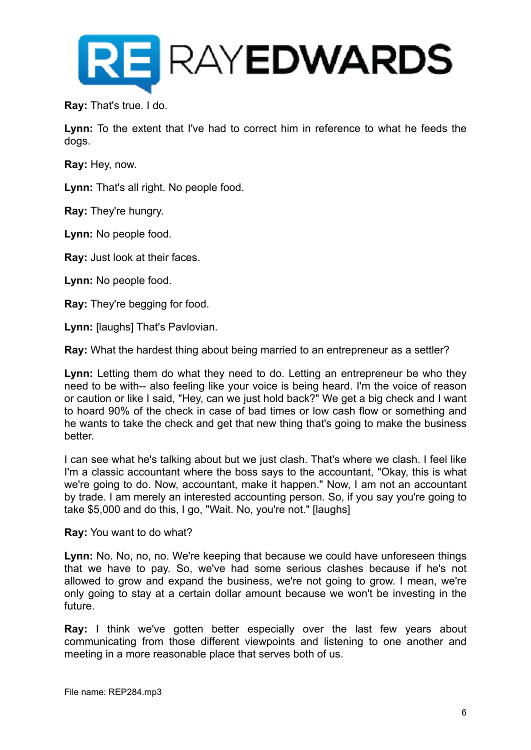**Ray:** That's true. I do.

**Lynn:** To the extent that I've had to correct him in reference to what he feeds the dogs.

**Ray:** Hey, now.

**Lynn:** That's all right. No people food.

**Ray:** They're hungry.

**Lynn:** No people food.

**Ray:** Just look at their faces.

**Lynn:** No people food.

**Ray:** They're begging for food.

**Lynn:** [laughs] That's Pavlovian.

**Ray:** What the hardest thing about being married to an entrepreneur as a settler?

**Lynn:** Letting them do what they need to do. Letting an entrepreneur be who they need to be with-- also feeling like your voice is being heard. I'm the voice of reason or caution or like I said, "Hey, can we just hold back?" We get a big check and I want to hoard 90% of the check in case of bad times or low cash flow or something and he wants to take the check and get that new thing that's going to make the business better.

I can see what he's talking about but we just clash. That's where we clash. I feel like I'm a classic accountant where the boss says to the accountant, "Okay, this is what we're going to do. Now, accountant, make it happen." Now, I am not an accountant by trade. I am merely an interested accounting person. So, if you say you're going to take $5,000 and do this, I go, "Wait. No, you're not." [laughs]

**Ray:** You want to do what?

**Lynn:** No. No, no, no. We're keeping that because we could have unforeseen things that we have to pay. So, we've had some serious clashes because if he's not allowed to grow and expand the business, we're not going to grow. I mean, we're only going to stay at a certain dollar amount because we won't be investing in the future.

**Ray:** I think we've gotten better especially over the last few years about communicating from those different viewpoints and listening to one another and meeting in a more reasonable place that serves both of us.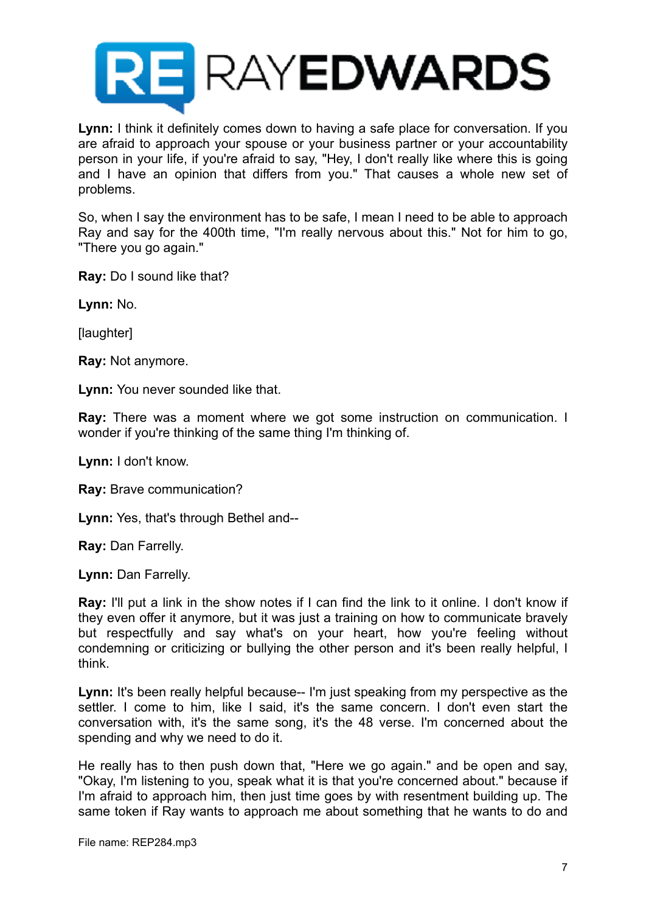**Lynn:** I think it definitely comes down to having a safe place for conversation. If you are afraid to approach your spouse or your business partner or your accountability person in your life, if you're afraid to say, "Hey, I don't really like where this is going and I have an opinion that differs from you." That causes a whole new set of problems.

So, when I say the environment has to be safe, I mean I need to be able to approach Ray and say for the 400th time, "I'm really nervous about this." Not for him to go, "There you go again."

**Ray:** Do I sound like that?

**Lynn:** No.

[laughter]

**Ray:** Not anymore.

**Lynn:** You never sounded like that.

**Ray:** There was a moment where we got some instruction on communication. I wonder if you're thinking of the same thing I'm thinking of.

**Lynn:** I don't know.

**Ray:** Brave communication?

**Lynn:** Yes, that's through Bethel and--

**Ray:** Dan Farrelly.

**Lynn:** Dan Farrelly.

**Ray:** I'll put a link in the show notes if I can find the link to it online. I don't know if they even offer it anymore, but it was just a training on how to communicate bravely but respectfully and say what's on your heart, how you're feeling without condemning or criticizing or bullying the other person and it's been really helpful, I think.

**Lynn:** It's been really helpful because-- I'm just speaking from my perspective as the settler. I come to him, like I said, it's the same concern. I don't even start the conversation with, it's the same song, it's the 48 verse. I'm concerned about the spending and why we need to do it.

He really has to then push down that, "Here we go again." and be open and say, "Okay, I'm listening to you, speak what it is that you're concerned about." because if I'm afraid to approach him, then just time goes by with resentment building up. The same token if Ray wants to approach me about something that he wants to do and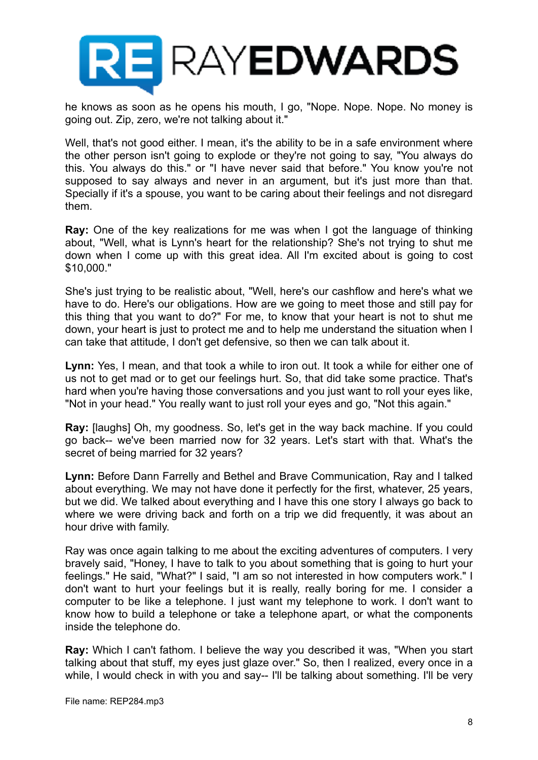he knows as soon as he opens his mouth, I go, "Nope. Nope. Nope. No money is going out. Zip, zero, we're not talking about it."

Well, that's not good either. I mean, it's the ability to be in a safe environment where the other person isn't going to explode or they're not going to say, "You always do this. You always do this." or "I have never said that before." You know you're not supposed to say always and never in an argument, but it's just more than that. Specially if it's a spouse, you want to be caring about their feelings and not disregard them.

**Ray:** One of the key realizations for me was when I got the language of thinking about, "Well, what is Lynn's heart for the relationship? She's not trying to shut me down when I come up with this great idea. All I'm excited about is going to cost $10,000."

She's just trying to be realistic about, "Well, here's our cashflow and here's what we have to do. Here's our obligations. How are we going to meet those and still pay for this thing that you want to do?" For me, to know that your heart is not to shut me down, your heart is just to protect me and to help me understand the situation when I can take that attitude, I don't get defensive, so then we can talk about it.

**Lynn:** Yes, I mean, and that took a while to iron out. It took a while for either one of us not to get mad or to get our feelings hurt. So, that did take some practice. That's hard when you're having those conversations and you just want to roll your eyes like, "Not in your head." You really want to just roll your eyes and go, "Not this again."

**Ray:** [laughs] Oh, my goodness. So, let's get in the way back machine. If you could go back-- we've been married now for 32 years. Let's start with that. What's the secret of being married for 32 years?

**Lynn:** Before Dann Farrelly and Bethel and Brave Communication, Ray and I talked about everything. We may not have done it perfectly for the first, whatever, 25 years, but we did. We talked about everything and I have this one story I always go back to where we were driving back and forth on a trip we did frequently, it was about an hour drive with family.

Ray was once again talking to me about the exciting adventures of computers. I very bravely said, "Honey, I have to talk to you about something that is going to hurt your feelings." He said, "What?" I said, "I am so not interested in how computers work." I don't want to hurt your feelings but it is really, really boring for me. I consider a computer to be like a telephone. I just want my telephone to work. I don't want to know how to build a telephone or take a telephone apart, or what the components inside the telephone do.

**Ray:** Which I can't fathom. I believe the way you described it was, "When you start talking about that stuff, my eyes just glaze over." So, then I realized, every once in a while, I would check in with you and say-- I'll be talking about something. I'll be very

File name: REP284.mp3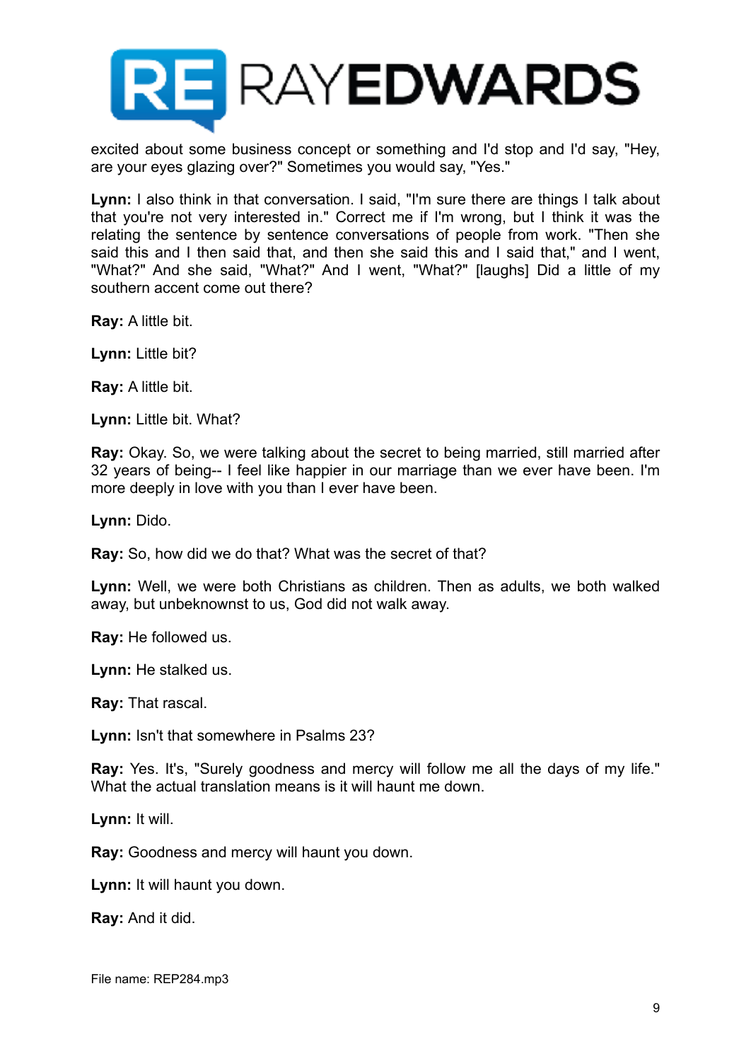excited about some business concept or something and I'd stop and I'd say, "Hey, are your eyes glazing over?" Sometimes you would say, "Yes."

**Lynn:** I also think in that conversation. I said, "I'm sure there are things I talk about that you're not very interested in." Correct me if I'm wrong, but I think it was the relating the sentence by sentence conversations of people from work. "Then she said this and I then said that, and then she said this and I said that," and I went, "What?" And she said, "What?" And I went, "What?" [laughs] Did a little of my southern accent come out there?

**Ray:** A little bit.

**Lynn:** Little bit?

**Ray:** A little bit.

**Lynn:** Little bit. What?

**Ray:** Okay. So, we were talking about the secret to being married, still married after 32 years of being-- I feel like happier in our marriage than we ever have been. I'm more deeply in love with you than I ever have been.

**Lynn:** Dido.

**Ray:** So, how did we do that? What was the secret of that?

**Lynn:** Well, we were both Christians as children. Then as adults, we both walked away, but unbeknownst to us, God did not walk away.

**Ray:** He followed us.

**Lynn:** He stalked us.

**Ray:** That rascal.

**Lynn:** Isn't that somewhere in Psalms 23?

**Ray:** Yes. It's, "Surely goodness and mercy will follow me all the days of my life." What the actual translation means is it will haunt me down.

**Lynn:** It will.

**Ray:** Goodness and mercy will haunt you down.

**Lynn:** It will haunt you down.

**Ray:** And it did.

File name: REP284.mp3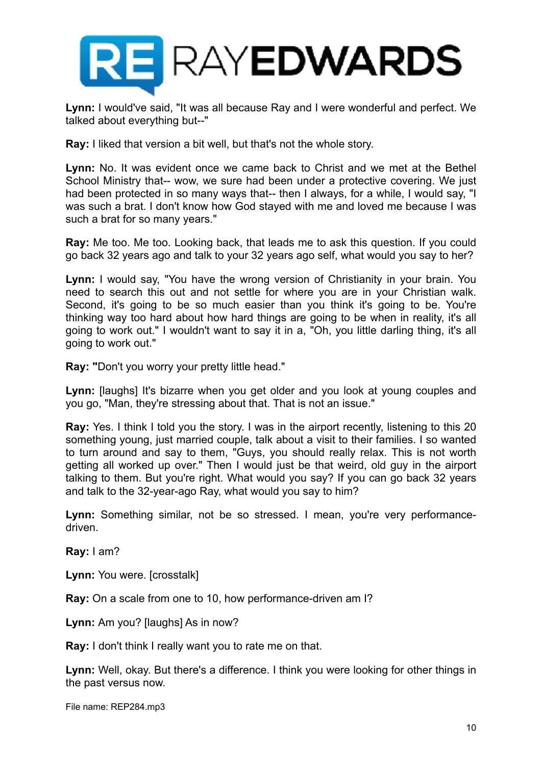**Lynn:** I would've said, "It was all because Ray and I were wonderful and perfect. We talked about everything but--"

**Ray:** I liked that version a bit well, but that's not the whole story.

**Lynn:** No. It was evident once we came back to Christ and we met at the Bethel School Ministry that-- wow, we sure had been under a protective covering. We just had been protected in so many ways that-- then I always, for a while, I would say, "I was such a brat. I don't know how God stayed with me and loved me because I was such a brat for so many years."

**Ray:** Me too. Me too. Looking back, that leads me to ask this question. If you could go back 32 years ago and talk to your 32 years ago self, what would you say to her?

**Lynn:** I would say, "You have the wrong version of Christianity in your brain. You need to search this out and not settle for where you are in your Christian walk. Second, it's going to be so much easier than you think it's going to be. You're thinking way too hard about how hard things are going to be when in reality, it's all going to work out." I wouldn't want to say it in a, "Oh, you little darling thing, it's all going to work out."

**Ray: "**Don't you worry your pretty little head."

**Lynn:** [laughs] It's bizarre when you get older and you look at young couples and you go, "Man, they're stressing about that. That is not an issue."

**Ray:** Yes. I think I told you the story. I was in the airport recently, listening to this 20 something young, just married couple, talk about a visit to their families. I so wanted to turn around and say to them, "Guys, you should really relax. This is not worth getting all worked up over." Then I would just be that weird, old guy in the airport talking to them. But you're right. What would you say? If you can go back 32 years and talk to the 32-year-ago Ray, what would you say to him?

**Lynn:** Something similar, not be so stressed. I mean, you're very performance-driven.

**Ray:** I am?

**Lynn:** You were. [crosstalk]

**Ray:** On a scale from one to 10, how performance-driven am I?

**Lynn:** Am you? [laughs] As in now?

**Ray:** I don't think I really want you to rate me on that.

**Lynn:** Well, okay. But there's a difference. I think you were looking for other things in the past versus now.

File name: REP284.mp3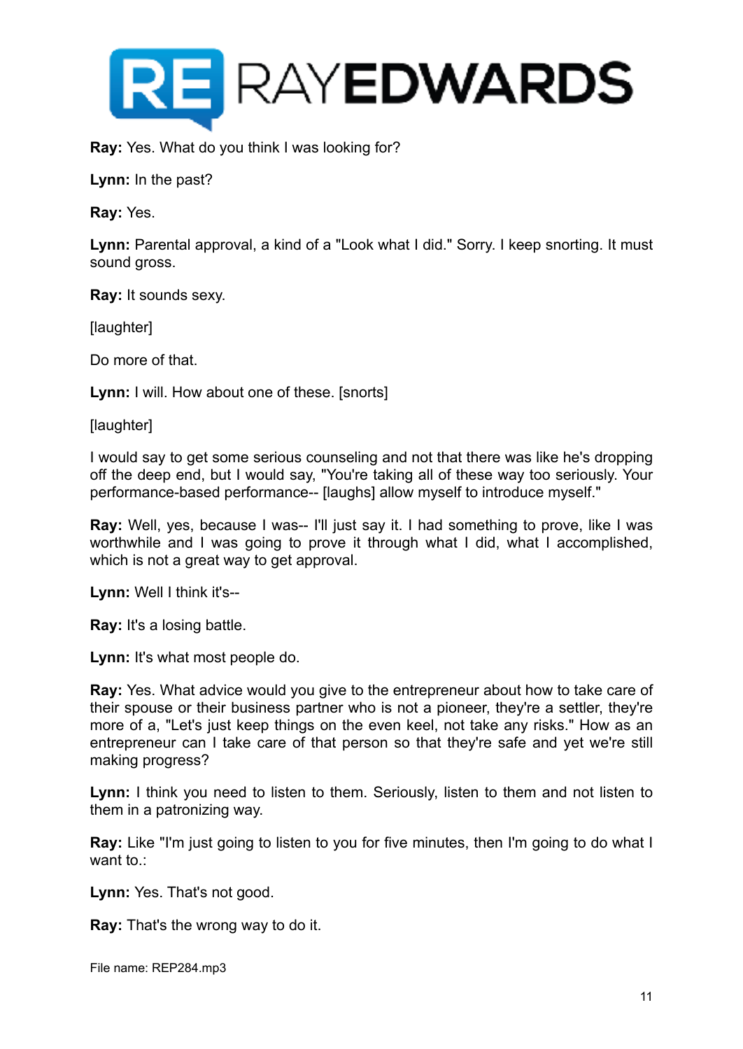**Ray:** Yes. What do you think I was looking for?

**Lynn:** In the past?

**Ray:** Yes.

**Lynn:** Parental approval, a kind of a "Look what I did." Sorry. I keep snorting. It must sound gross.

**Ray:** It sounds sexy.

[laughter]

Do more of that.

**Lynn:** I will. How about one of these. [snorts]

[laughter]

I would say to get some serious counseling and not that there was like he's dropping off the deep end, but I would say, "You're taking all of these way too seriously. Your performance-based performance-- [laughs] allow myself to introduce myself."

**Ray:** Well, yes, because I was-- I'll just say it. I had something to prove, like I was worthwhile and I was going to prove it through what I did, what I accomplished, which is not a great way to get approval.

**Lynn:** Well I think it's--

**Ray:** It's a losing battle.

**Lynn:** It's what most people do.

**Ray:** Yes. What advice would you give to the entrepreneur about how to take care of their spouse or their business partner who is not a pioneer, they're a settler, they're more of a, "Let's just keep things on the even keel, not take any risks." How as an entrepreneur can I take care of that person so that they're safe and yet we're still making progress?

**Lynn:** I think you need to listen to them. Seriously, listen to them and not listen to them in a patronizing way.

**Ray:** Like "I'm just going to listen to you for five minutes, then I'm going to do what I want to.:

**Lynn:** Yes. That's not good.

**Ray:** That's the wrong way to do it.

File name: REP284.mp3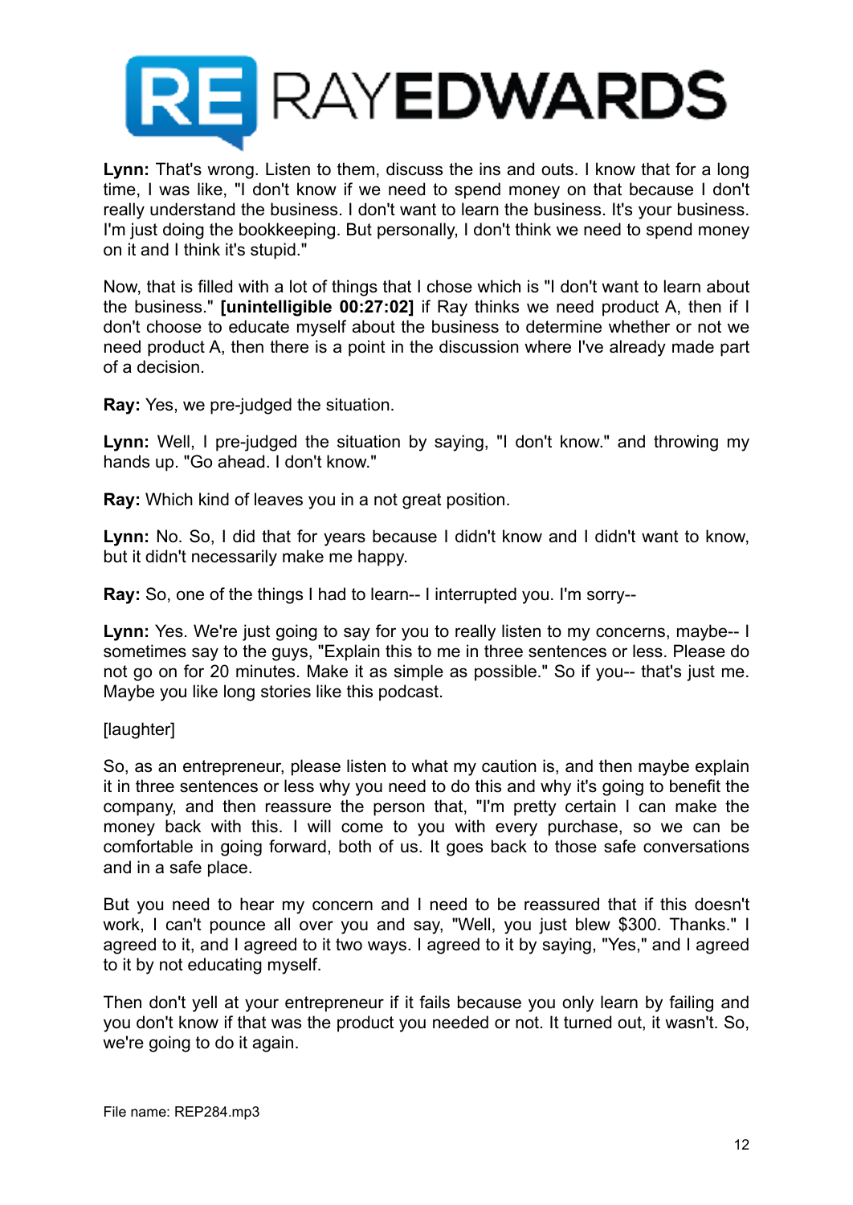**Lynn:** That's wrong. Listen to them, discuss the ins and outs. I know that for a long time, I was like, "I don't know if we need to spend money on that because I don't really understand the business. I don't want to learn the business. It's your business. I'm just doing the bookkeeping. But personally, I don't think we need to spend money on it and I think it's stupid."

Now, that is filled with a lot of things that I chose which is "I don't want to learn about the business." **[unintelligible 00:27:02]** if Ray thinks we need product A, then if I don't choose to educate myself about the business to determine whether or not we need product A, then there is a point in the discussion where I've already made part of a decision.

**Ray:** Yes, we pre-judged the situation.

**Lynn:** Well, I pre-judged the situation by saying, "I don't know." and throwing my hands up. "Go ahead. I don't know."

**Ray:** Which kind of leaves you in a not great position.

**Lynn:** No. So, I did that for years because I didn't know and I didn't want to know, but it didn't necessarily make me happy.

**Ray:** So, one of the things I had to learn-- I interrupted you. I'm sorry--

**Lynn:** Yes. We're just going to say for you to really listen to my concerns, maybe-- I sometimes say to the guys, "Explain this to me in three sentences or less. Please do not go on for 20 minutes. Make it as simple as possible." So if you-- that's just me. Maybe you like long stories like this podcast.

[laughter]

So, as an entrepreneur, please listen to what my caution is, and then maybe explain it in three sentences or less why you need to do this and why it's going to benefit the company, and then reassure the person that, "I'm pretty certain I can make the money back with this. I will come to you with every purchase, so we can be comfortable in going forward, both of us. It goes back to those safe conversations and in a safe place.

But you need to hear my concern and I need to be reassured that if this doesn't work, I can't pounce all over you and say, "Well, you just blew $300. Thanks." I agreed to it, and I agreed to it two ways. I agreed to it by saying, "Yes," and I agreed to it by not educating myself.

Then don't yell at your entrepreneur if it fails because you only learn by failing and you don't know if that was the product you needed or not. It turned out, it wasn't. So, we're going to do it again.

File name: REP284.mp3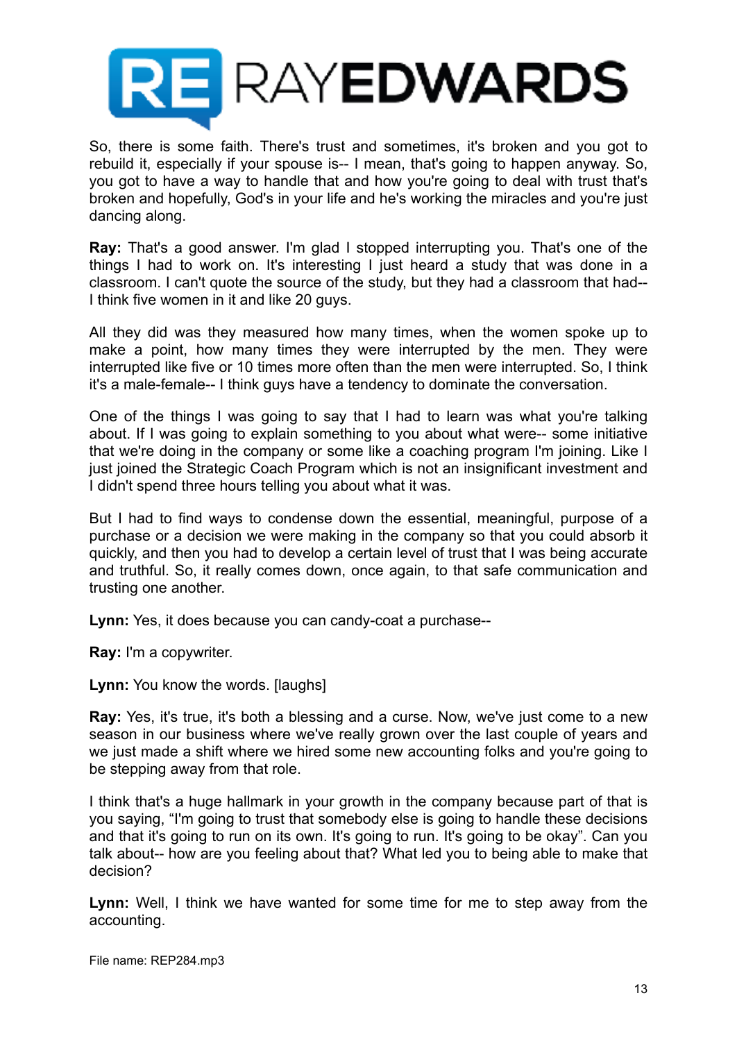So, there is some faith. There's trust and sometimes, it's broken and you got to rebuild it, especially if your spouse is-- I mean, that's going to happen anyway. So, you got to have a way to handle that and how you're going to deal with trust that's broken and hopefully, God's in your life and he's working the miracles and you're just dancing along.

**Ray:** That's a good answer. I'm glad I stopped interrupting you. That's one of the things I had to work on. It's interesting I just heard a study that was done in a classroom. I can't quote the source of the study, but they had a classroom that had-- I think five women in it and like 20 guys.

All they did was they measured how many times, when the women spoke up to make a point, how many times they were interrupted by the men. They were interrupted like five or 10 times more often than the men were interrupted. So, I think it's a male-female-- I think guys have a tendency to dominate the conversation.

One of the things I was going to say that I had to learn was what you're talking about. If I was going to explain something to you about what were-- some initiative that we're doing in the company or some like a coaching program I'm joining. Like I just joined the Strategic Coach Program which is not an insignificant investment and I didn't spend three hours telling you about what it was.

But I had to find ways to condense down the essential, meaningful, purpose of a purchase or a decision we were making in the company so that you could absorb it quickly, and then you had to develop a certain level of trust that I was being accurate and truthful. So, it really comes down, once again, to that safe communication and trusting one another.

**Lynn:** Yes, it does because you can candy-coat a purchase--

**Ray:** I'm a copywriter.

**Lynn:** You know the words. [laughs]

**Ray:** Yes, it's true, it's both a blessing and a curse. Now, we've just come to a new season in our business where we've really grown over the last couple of years and we just made a shift where we hired some new accounting folks and you're going to be stepping away from that role.

I think that's a huge hallmark in your growth in the company because part of that is you saying, "I'm going to trust that somebody else is going to handle these decisions and that it's going to run on its own. It's going to run. It's going to be okay". Can you talk about-- how are you feeling about that? What led you to being able to make that decision?

**Lynn:** Well, I think we have wanted for some time for me to step away from the accounting.

File name: REP284.mp3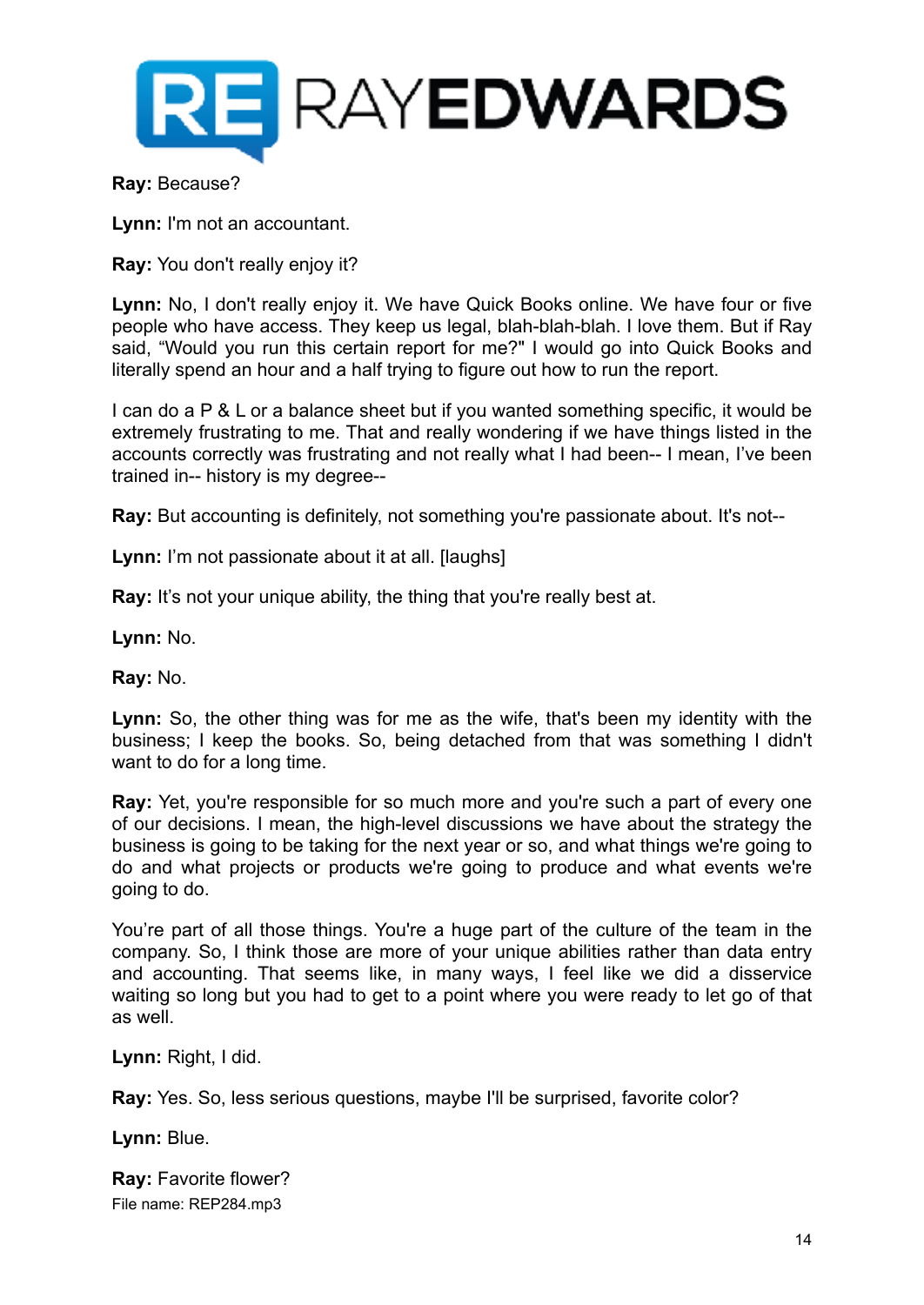**Ray:** Because?

**Lynn:** I'm not an accountant.

**Ray:** You don't really enjoy it?

**Lynn:** No, I don't really enjoy it. We have Quick Books online. We have four or five people who have access. They keep us legal, blah-blah-blah. I love them. But if Ray said, "Would you run this certain report for me?" I would go into Quick Books and literally spend an hour and a half trying to figure out how to run the report.

I can do a P & L or a balance sheet but if you wanted something specific, it would be extremely frustrating to me. That and really wondering if we have things listed in the accounts correctly was frustrating and not really what I had been-- I mean, I've been trained in-- history is my degree--

**Ray:** But accounting is definitely, not something you're passionate about. It's not--

**Lynn:** I'm not passionate about it at all. [laughs]

**Ray:** It's not your unique ability, the thing that you're really best at.

**Lynn:** No.

**Ray:** No.

**Lynn:** So, the other thing was for me as the wife, that's been my identity with the business; I keep the books. So, being detached from that was something I didn't want to do for a long time.

**Ray:** Yet, you're responsible for so much more and you're such a part of every one of our decisions. I mean, the high-level discussions we have about the strategy the business is going to be taking for the next year or so, and what things we're going to do and what projects or products we're going to produce and what events we're going to do.

You're part of all those things. You're a huge part of the culture of the team in the company. So, I think those are more of your unique abilities rather than data entry and accounting. That seems like, in many ways, I feel like we did a disservice waiting so long but you had to get to a point where you were ready to let go of that as well.

**Lynn:** Right, I did.

**Ray:** Yes. So, less serious questions, maybe I'll be surprised, favorite color?

**Lynn:** Blue.

**Ray:** Favorite flower?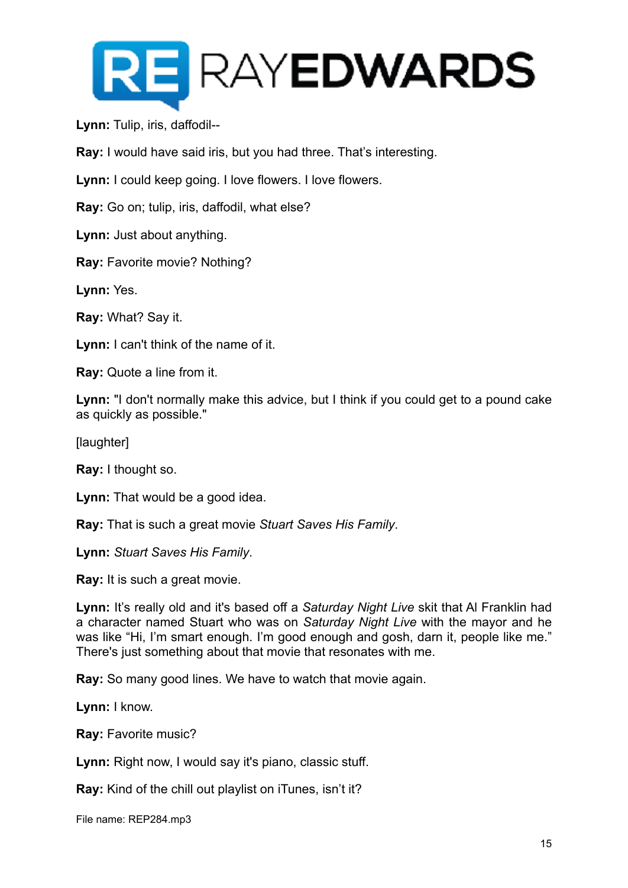**Lynn:** Tulip, iris, daffodil--

**Ray:** I would have said iris, but you had three. That's interesting.

**Lynn:** I could keep going. I love flowers. I love flowers.

**Ray:** Go on; tulip, iris, daffodil, what else?

**Lynn:** Just about anything.

**Ray:** Favorite movie? Nothing?

**Lynn:** Yes.

**Ray:** What? Say it.

**Lynn:** I can't think of the name of it.

**Ray:** Quote a line from it.

**Lynn:** "I don't normally make this advice, but I think if you could get to a pound cake as quickly as possible."

[laughter]

**Ray:** I thought so.

**Lynn:** That would be a good idea.

**Ray:** That is such a great movie *Stuart Saves His Family*.

**Lynn:** *Stuart Saves His Family*.

**Ray:** It is such a great movie.

**Lynn:** It's really old and it's based off a *Saturday Night Live* skit that Al Franklin had a character named Stuart who was on *Saturday Night Live* with the mayor and he was like "Hi, I'm smart enough. I'm good enough and gosh, darn it, people like me." There's just something about that movie that resonates with me.

**Ray:** So many good lines. We have to watch that movie again.

**Lynn:** I know.

**Ray:** Favorite music?

**Lynn:** Right now, I would say it's piano, classic stuff.

**Ray:** Kind of the chill out playlist on iTunes, isn't it?

File name: REP284.mp3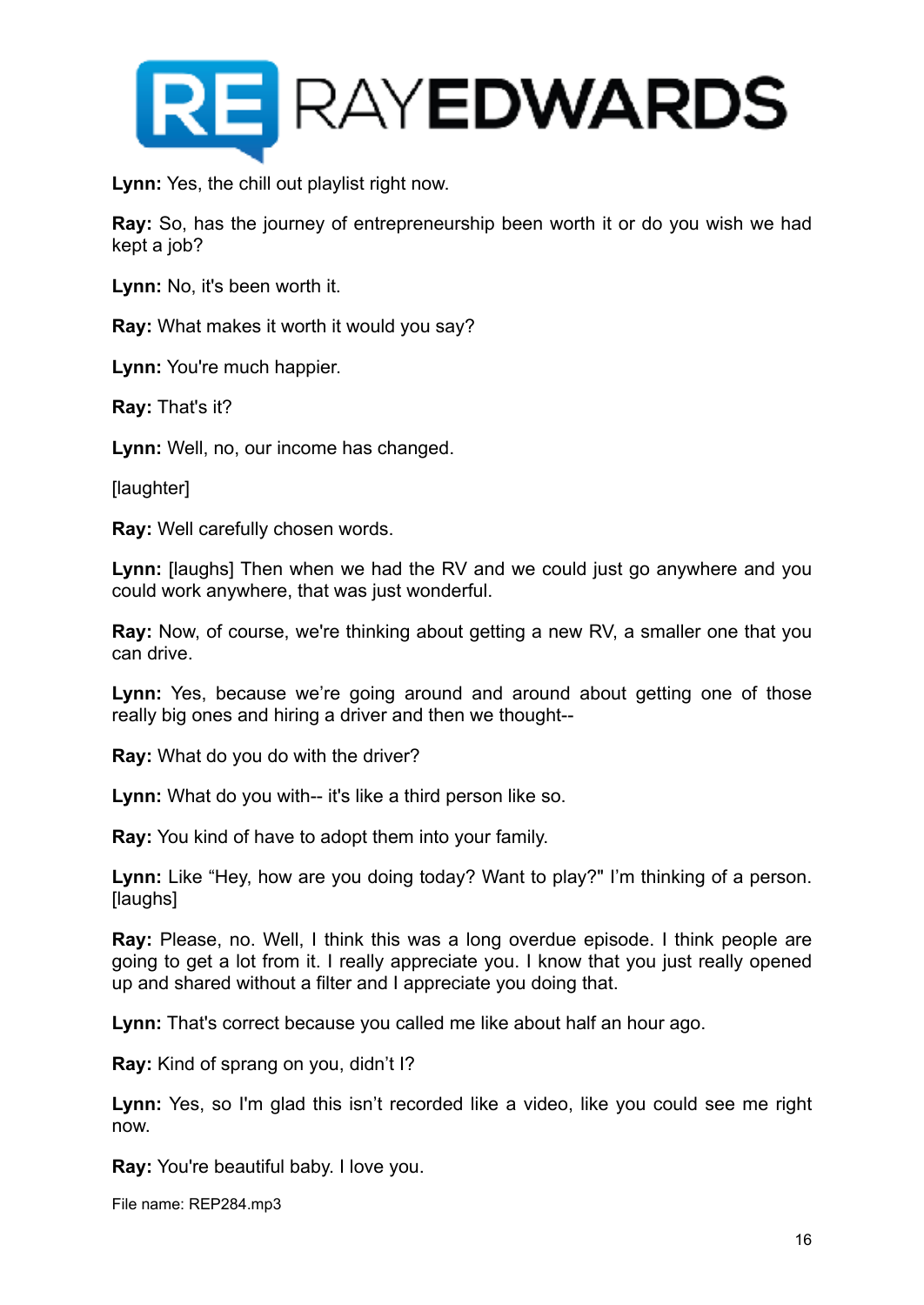**Lynn:** Yes, the chill out playlist right now.

**Ray:** So, has the journey of entrepreneurship been worth it or do you wish we had kept a job?

**Lynn:** No, it's been worth it.

**Ray:** What makes it worth it would you say?

**Lynn:** You're much happier.

**Ray:** That's it?

**Lynn:** Well, no, our income has changed.

[laughter]

**Ray:** Well carefully chosen words.

**Lynn:** [laughs] Then when we had the RV and we could just go anywhere and you could work anywhere, that was just wonderful.

**Ray:** Now, of course, we're thinking about getting a new RV, a smaller one that you can drive.

**Lynn:** Yes, because we're going around and around about getting one of those really big ones and hiring a driver and then we thought--

**Ray:** What do you do with the driver?

**Lynn:** What do you with-- it's like a third person like so.

**Ray:** You kind of have to adopt them into your family.

**Lynn:** Like "Hey, how are you doing today? Want to play?" I'm thinking of a person. [laughs]

**Ray:** Please, no. Well, I think this was a long overdue episode. I think people are going to get a lot from it. I really appreciate you. I know that you just really opened up and shared without a filter and I appreciate you doing that.

**Lynn:** That's correct because you called me like about half an hour ago.

**Ray:** Kind of sprang on you, didn't I?

**Lynn:** Yes, so I'm glad this isn't recorded like a video, like you could see me right now.

**Ray:** You're beautiful baby. I love you.

File name: REP284.mp3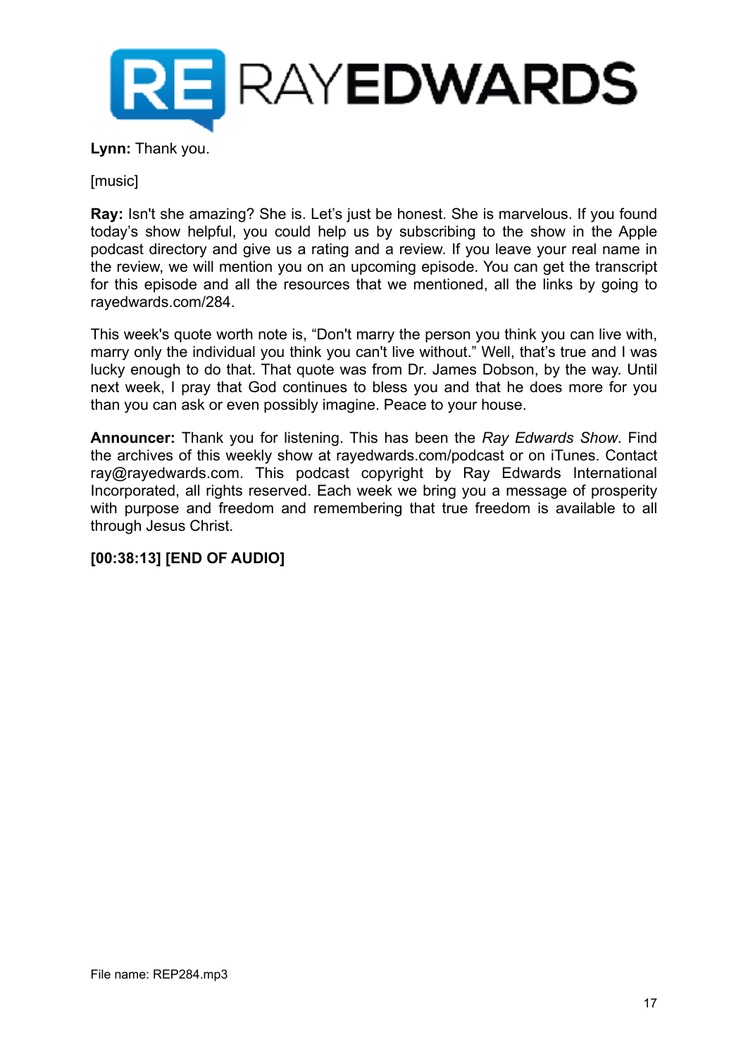**Lynn:** Thank you.

[music]

**Ray:** Isn't she amazing? She is. Let's just be honest. She is marvelous. If you found today's show helpful, you could help us by subscribing to the show in the Apple podcast directory and give us a rating and a review. If you leave your real name in the review, we will mention you on an upcoming episode. You can get the transcript for this episode and all the resources that we mentioned, all the links by going to rayedwards.com/284.

This week's quote worth note is, "Don't marry the person you think you can live with, marry only the individual you think you can't live without." Well, that's true and I was lucky enough to do that. That quote was from Dr. James Dobson, by the way. Until next week, I pray that God continues to bless you and that he does more for you than you can ask or even possibly imagine. Peace to your house.

**Announcer:** Thank you for listening. This has been the *Ray Edwards Show*. Find the archives of this weekly show at rayedwards.com/podcast or on iTunes. Contact ray@rayedwards.com. This podcast copyright by Ray Edwards International Incorporated, all rights reserved. Each week we bring you a message of prosperity with purpose and freedom and remembering that true freedom is available to all through Jesus Christ.

**[00:38:13] [END OF AUDIO]**

File name: REP284.mp3